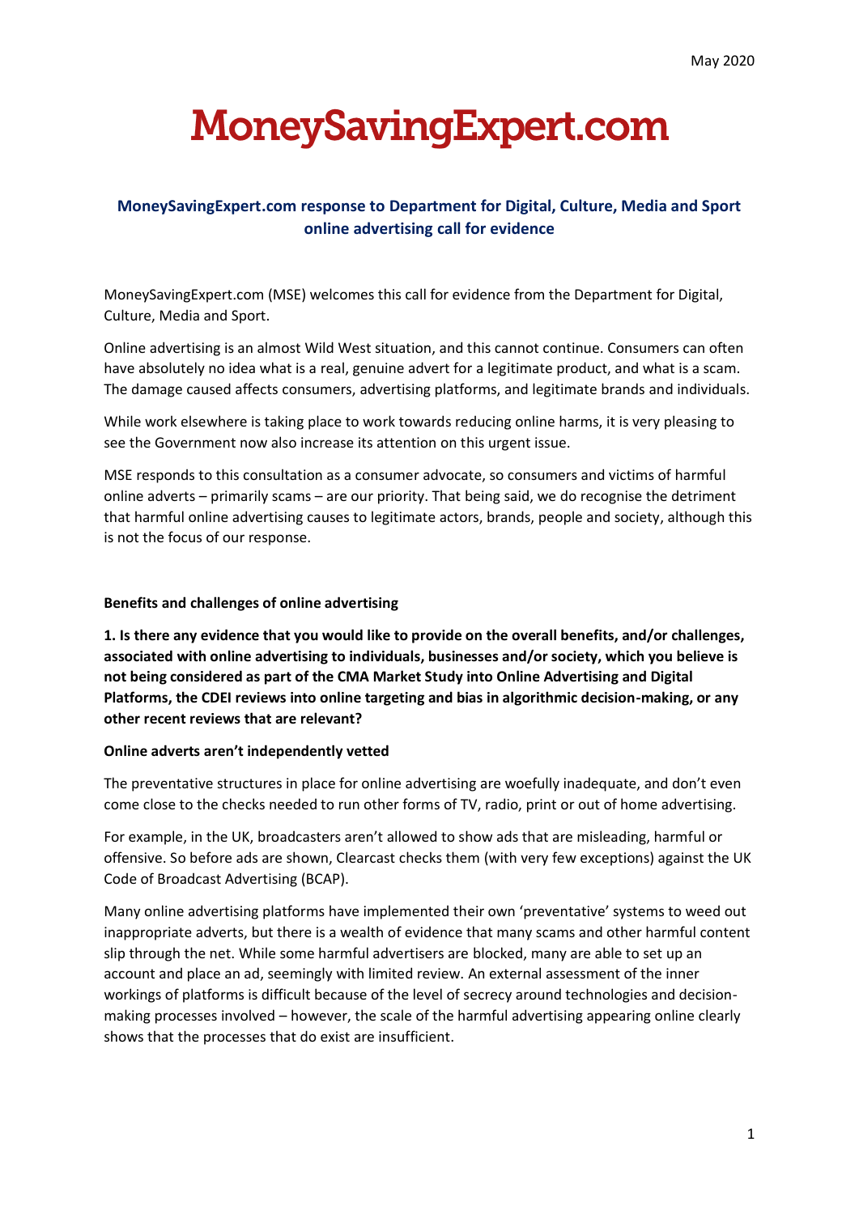May 2020

# MoneySavingExpert.com

## MoneySavingExpert.com response to Department for Digital, Culture, Media and Sport online advertising call for evidence

MoneySavingExpert.com (MSE) welcomes this call for evidence from the Department for Digital, Culture, Media and Sport.

Online advertising is an almost Wild West situation, and this cannot continue. Consumers can often have absolutely no idea what is a real, genuine advert for a legitimate product, and what is a scam. The damage caused affects consumers, advertising platforms, and legitimate brands and individuals.

While work elsewhere is taking place to work towards reducing online harms, it is very pleasing to see the Government now also increase its attention on this urgent issue.

MSE responds to this consultation as a consumer advocate, so consumers and victims of harmful online adverts – primarily scams – are our priority. That being said, we do recognise the detriment that harmful online advertising causes to legitimate actors, brands, people and society, although this is not the focus of our response.

### Benefits and challenges of online advertising

**1. Is there any evidence that you would like to provide on the overall benefits, and/or challenges, associated with online advertising to individuals, businesses and/or society, which you believe is not being considered as part of the CMA Market Study into Online Advertising and Digital Platforms, the CDEI reviews into online targeting and bias in algorithmic decision-making, or any other recent reviews that are relevant?**

#### Online adverts aren't independently vetted

The preventative structures in place for online advertising are woefully inadequate, and don't even come close to the checks needed to run other forms of TV, radio, print or out of home advertising.

For example, in the UK, broadcasters aren't allowed to show ads that are misleading, harmful or offensive. So before ads are shown, Clearcast checks them (with very few exceptions) against the UK Code of Broadcast Advertising (BCAP).

Many online advertising platforms have implemented their own 'preventative' systems to weed out inappropriate adverts, but there is a wealth of evidence that many scams and other harmful content slip through the net. While some harmful advertisers are blocked, many are able to set up an account and place an ad, seemingly with limited review. An external assessment of the inner workings of platforms is difficult because of the level of secrecy around technologies and decision-making processes involved – however, the scale of the harmful advertising appearing online clearly shows that the processes that do exist are insufficient.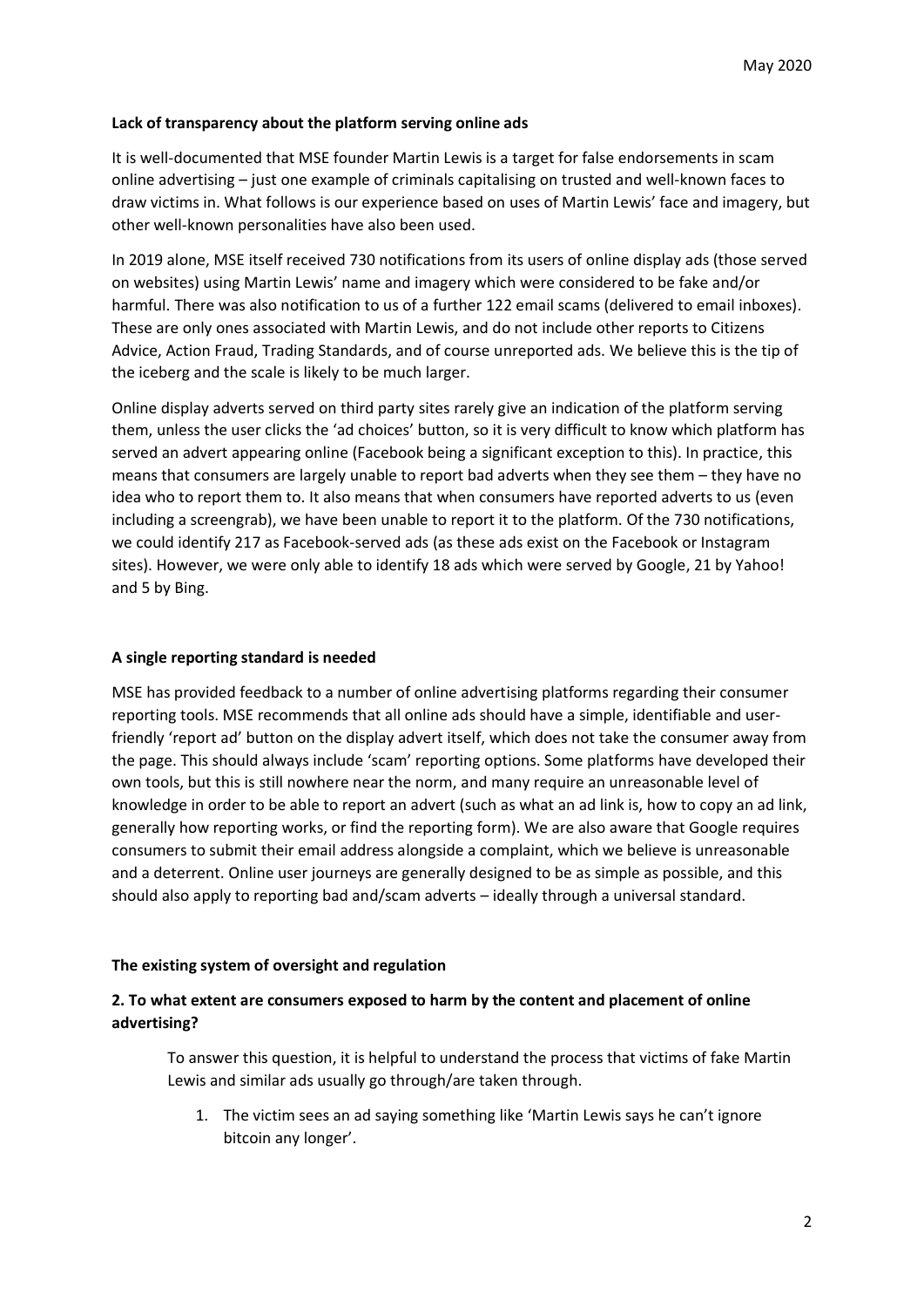**Lack of transparency about the platform serving online ads**

It is well-documented that MSE founder Martin Lewis is a target for false endorsements in scam online advertising – just one example of criminals capitalising on trusted and well-known faces to draw victims in. What follows is our experience based on uses of Martin Lewis' face and imagery, but other well-known personalities have also been used.

In 2019 alone, MSE itself received 730 notifications from its users of online display ads (those served on websites) using Martin Lewis' name and imagery which were considered to be fake and/or harmful. There was also notification to us of a further 122 email scams (delivered to email inboxes). These are only ones associated with Martin Lewis, and do not include other reports to Citizens Advice, Action Fraud, Trading Standards, and of course unreported ads. We believe this is the tip of the iceberg and the scale is likely to be much larger.

Online display adverts served on third party sites rarely give an indication of the platform serving them, unless the user clicks the 'ad choices' button, so it is very difficult to know which platform has served an advert appearing online (Facebook being a significant exception to this). In practice, this means that consumers are largely unable to report bad adverts when they see them – they have no idea who to report them to. It also means that when consumers have reported adverts to us (even including a screengrab), we have been unable to report it to the platform. Of the 730 notifications, we could identify 217 as Facebook-served ads (as these ads exist on the Facebook or Instagram sites). However, we were only able to identify 18 ads which were served by Google, 21 by Yahoo! and 5 by Bing.

**A single reporting standard is needed**

MSE has provided feedback to a number of online advertising platforms regarding their consumer reporting tools. MSE recommends that all online ads should have a simple, identifiable and user-friendly 'report ad' button on the display advert itself, which does not take the consumer away from the page. This should always include 'scam' reporting options. Some platforms have developed their own tools, but this is still nowhere near the norm, and many require an unreasonable level of knowledge in order to be able to report an advert (such as what an ad link is, how to copy an ad link, generally how reporting works, or find the reporting form). We are also aware that Google requires consumers to submit their email address alongside a complaint, which we believe is unreasonable and a deterrent. Online user journeys are generally designed to be as simple as possible, and this should also apply to reporting bad and/scam adverts – ideally through a universal standard.

**The existing system of oversight and regulation**

**2. To what extent are consumers exposed to harm by the content and placement of online advertising?**

To answer this question, it is helpful to understand the process that victims of fake Martin Lewis and similar ads usually go through/are taken through.

1. The victim sees an ad saying something like 'Martin Lewis says he can't ignore bitcoin any longer'.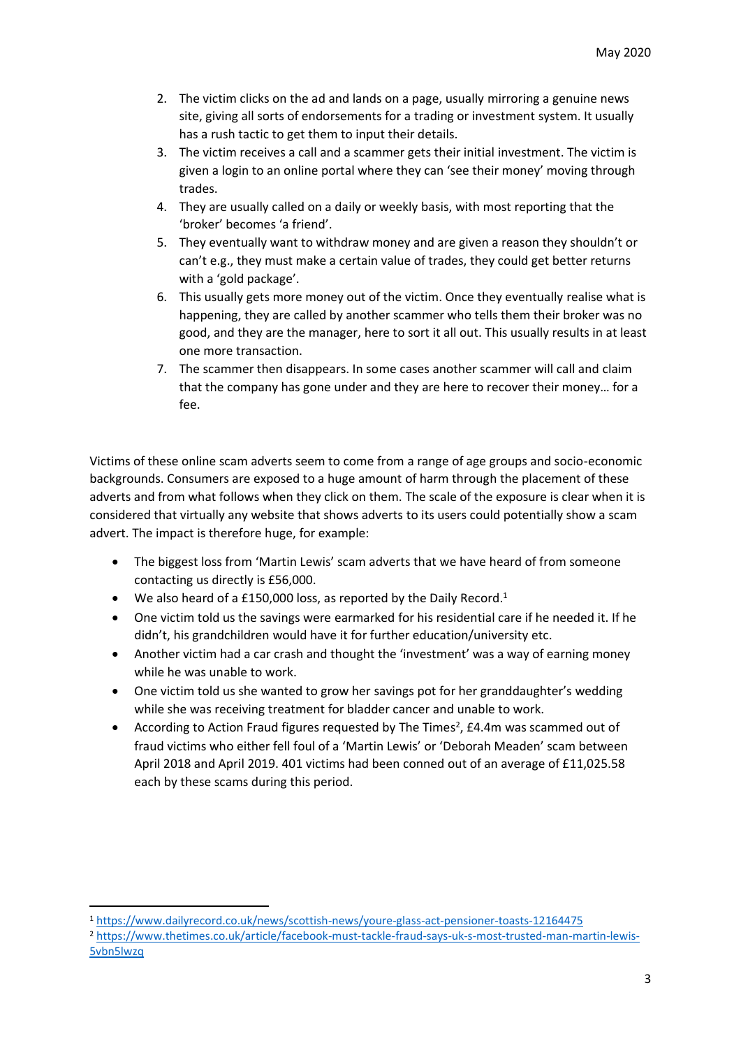2. The victim clicks on the ad and lands on a page, usually mirroring a genuine news site, giving all sorts of endorsements for a trading or investment system. It usually has a rush tactic to get them to input their details.
3. The victim receives a call and a scammer gets their initial investment. The victim is given a login to an online portal where they can 'see their money' moving through trades.
4. They are usually called on a daily or weekly basis, with most reporting that the 'broker' becomes 'a friend'.
5. They eventually want to withdraw money and are given a reason they shouldn't or can't e.g., they must make a certain value of trades, they could get better returns with a 'gold package'.
6. This usually gets more money out of the victim. Once they eventually realise what is happening, they are called by another scammer who tells them their broker was no good, and they are the manager, here to sort it all out. This usually results in at least one more transaction.
7. The scammer then disappears. In some cases another scammer will call and claim that the company has gone under and they are here to recover their money… for a fee.

Victims of these online scam adverts seem to come from a range of age groups and socio-economic backgrounds. Consumers are exposed to a huge amount of harm through the placement of these adverts and from what follows when they click on them. The scale of the exposure is clear when it is considered that virtually any website that shows adverts to its users could potentially show a scam advert. The impact is therefore huge, for example:

- The biggest loss from 'Martin Lewis' scam adverts that we have heard of from someone contacting us directly is £56,000.
- We also heard of a £150,000 loss, as reported by the Daily Record.[1]
- One victim told us the savings were earmarked for his residential care if he needed it. If he didn't, his grandchildren would have it for further education/university etc.
- Another victim had a car crash and thought the 'investment' was a way of earning money while he was unable to work.
- One victim told us she wanted to grow her savings pot for her granddaughter's wedding while she was receiving treatment for bladder cancer and unable to work.
- According to Action Fraud figures requested by The Times[2], £4.4m was scammed out of fraud victims who either fell foul of a 'Martin Lewis' or 'Deborah Meaden' scam between April 2018 and April 2019. 401 victims had been conned out of an average of £11,025.58 each by these scams during this period.

[1] https://www.dailyrecord.co.uk/news/scottish-news/youre-glass-act-pensioner-toasts-12164475

[2] https://www.thetimes.co.uk/article/facebook-must-tackle-fraud-says-uk-s-most-trusted-man-martin-lewis-5vbn5lwzq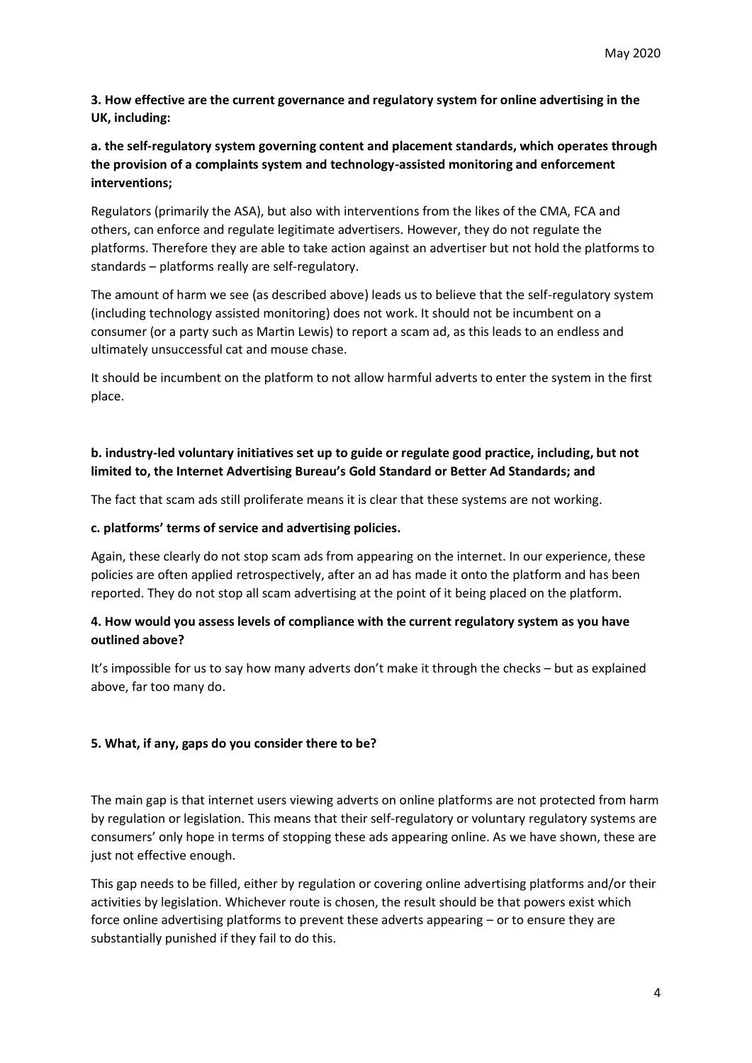**3. How effective are the current governance and regulatory system for online advertising in the UK, including:**

**a. the self-regulatory system governing content and placement standards, which operates through the provision of a complaints system and technology-assisted monitoring and enforcement interventions;**

Regulators (primarily the ASA), but also with interventions from the likes of the CMA, FCA and others, can enforce and regulate legitimate advertisers. However, they do not regulate the platforms. Therefore they are able to take action against an advertiser but not hold the platforms to standards – platforms really are self-regulatory.

The amount of harm we see (as described above) leads us to believe that the self-regulatory system (including technology assisted monitoring) does not work. It should not be incumbent on a consumer (or a party such as Martin Lewis) to report a scam ad, as this leads to an endless and ultimately unsuccessful cat and mouse chase.

It should be incumbent on the platform to not allow harmful adverts to enter the system in the first place.

**b. industry-led voluntary initiatives set up to guide or regulate good practice, including, but not limited to, the Internet Advertising Bureau's Gold Standard or Better Ad Standards; and**

The fact that scam ads still proliferate means it is clear that these systems are not working.

**c. platforms' terms of service and advertising policies.**

Again, these clearly do not stop scam ads from appearing on the internet. In our experience, these policies are often applied retrospectively, after an ad has made it onto the platform and has been reported. They do not stop all scam advertising at the point of it being placed on the platform.

**4. How would you assess levels of compliance with the current regulatory system as you have outlined above?**

It's impossible for us to say how many adverts don't make it through the checks – but as explained above, far too many do.

**5. What, if any, gaps do you consider there to be?**

The main gap is that internet users viewing adverts on online platforms are not protected from harm by regulation or legislation. This means that their self-regulatory or voluntary regulatory systems are consumers' only hope in terms of stopping these ads appearing online. As we have shown, these are just not effective enough.

This gap needs to be filled, either by regulation or covering online advertising platforms and/or their activities by legislation. Whichever route is chosen, the result should be that powers exist which force online advertising platforms to prevent these adverts appearing – or to ensure they are substantially punished if they fail to do this.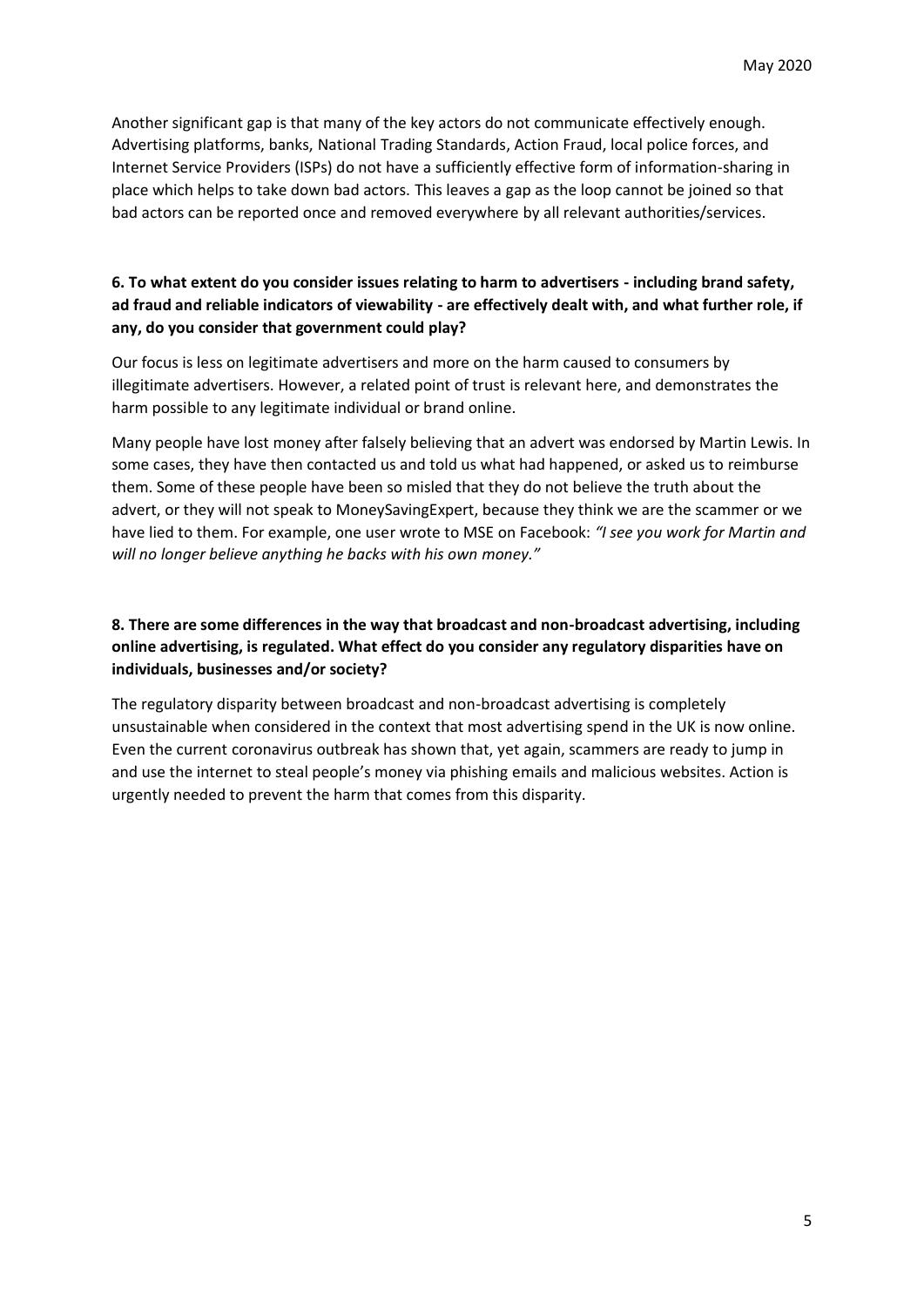Another significant gap is that many of the key actors do not communicate effectively enough. Advertising platforms, banks, National Trading Standards, Action Fraud, local police forces, and Internet Service Providers (ISPs) do not have a sufficiently effective form of information-sharing in place which helps to take down bad actors. This leaves a gap as the loop cannot be joined so that bad actors can be reported once and removed everywhere by all relevant authorities/services.

**6. To what extent do you consider issues relating to harm to advertisers - including brand safety, ad fraud and reliable indicators of viewability - are effectively dealt with, and what further role, if any, do you consider that government could play?**

Our focus is less on legitimate advertisers and more on the harm caused to consumers by illegitimate advertisers. However, a related point of trust is relevant here, and demonstrates the harm possible to any legitimate individual or brand online.

Many people have lost money after falsely believing that an advert was endorsed by Martin Lewis. In some cases, they have then contacted us and told us what had happened, or asked us to reimburse them. Some of these people have been so misled that they do not believe the truth about the advert, or they will not speak to MoneySavingExpert, because they think we are the scammer or we have lied to them. For example, one user wrote to MSE on Facebook: *"I see you work for Martin and will no longer believe anything he backs with his own money."*

**8. There are some differences in the way that broadcast and non-broadcast advertising, including online advertising, is regulated. What effect do you consider any regulatory disparities have on individuals, businesses and/or society?**

The regulatory disparity between broadcast and non-broadcast advertising is completely unsustainable when considered in the context that most advertising spend in the UK is now online. Even the current coronavirus outbreak has shown that, yet again, scammers are ready to jump in and use the internet to steal people's money via phishing emails and malicious websites. Action is urgently needed to prevent the harm that comes from this disparity.